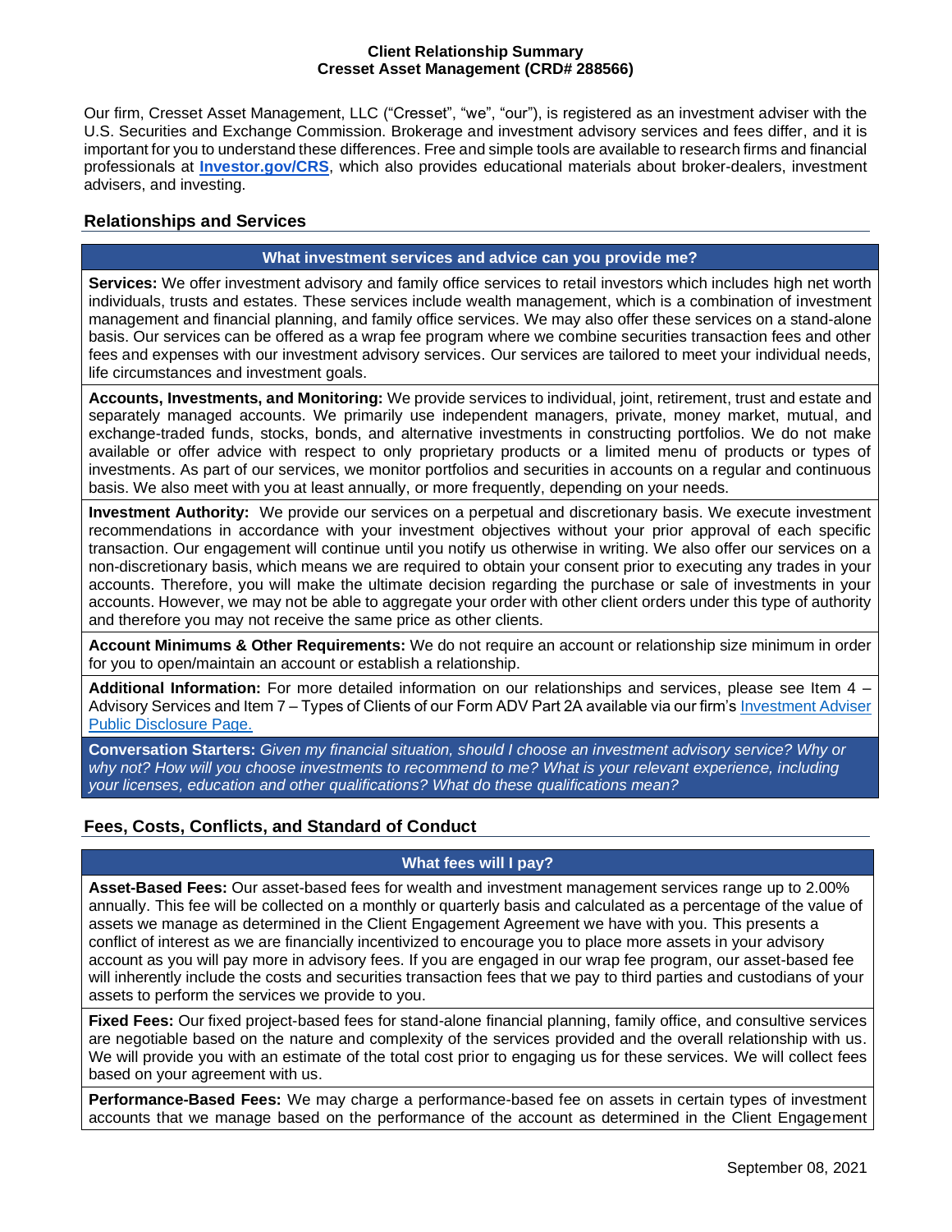**Client Relationship Summary**
**Cresset Asset Management (CRD# 288566)**

Our firm, Cresset Asset Management, LLC ("Cresset", "we", "our"), is registered as an investment adviser with the U.S. Securities and Exchange Commission. Brokerage and investment advisory services and fees differ, and it is important for you to understand these differences. Free and simple tools are available to research firms and financial professionals at **[Investor.gov/CRS](https://www.investor.gov/CRS)**, which also provides educational materials about broker-dealers, investment advisers, and investing.

## Relationships and Services

### What investment services and advice can you provide me?

**Services:** We offer investment advisory and family office services to retail investors which includes high net worth individuals, trusts and estates. These services include wealth management, which is a combination of investment management and financial planning, and family office services. We may also offer these services on a stand-alone basis. Our services can be offered as a wrap fee program where we combine securities transaction fees and other fees and expenses with our investment advisory services. Our services are tailored to meet your individual needs, life circumstances and investment goals.

**Accounts, Investments, and Monitoring:** We provide services to individual, joint, retirement, trust and estate and separately managed accounts. We primarily use independent managers, private, money market, mutual, and exchange-traded funds, stocks, bonds, and alternative investments in constructing portfolios. We do not make available or offer advice with respect to only proprietary products or a limited menu of products or types of investments. As part of our services, we monitor portfolios and securities in accounts on a regular and continuous basis. We also meet with you at least annually, or more frequently, depending on your needs.

**Investment Authority:** We provide our services on a perpetual and discretionary basis. We execute investment recommendations in accordance with your investment objectives without your prior approval of each specific transaction. Our engagement will continue until you notify us otherwise in writing. We also offer our services on a non-discretionary basis, which means we are required to obtain your consent prior to executing any trades in your accounts. Therefore, you will make the ultimate decision regarding the purchase or sale of investments in your accounts. However, we may not be able to aggregate your order with other client orders under this type of authority and therefore you may not receive the same price as other clients.

**Account Minimums & Other Requirements:** We do not require an account or relationship size minimum in order for you to open/maintain an account or establish a relationship.

**Additional Information:** For more detailed information on our relationships and services, please see Item 4 – Advisory Services and Item 7 – Types of Clients of our Form ADV Part 2A available via our firm's Investment Adviser Public Disclosure Page.

**Conversation Starters:** *Given my financial situation, should I choose an investment advisory service? Why or why not? How will you choose investments to recommend to me? What is your relevant experience, including your licenses, education and other qualifications? What do these qualifications mean?*

## Fees, Costs, Conflicts, and Standard of Conduct

### What fees will I pay?

**Asset-Based Fees:** Our asset-based fees for wealth and investment management services range up to 2.00% annually. This fee will be collected on a monthly or quarterly basis and calculated as a percentage of the value of assets we manage as determined in the Client Engagement Agreement we have with you. This presents a conflict of interest as we are financially incentivized to encourage you to place more assets in your advisory account as you will pay more in advisory fees. If you are engaged in our wrap fee program, our asset-based fee will inherently include the costs and securities transaction fees that we pay to third parties and custodians of your assets to perform the services we provide to you.

**Fixed Fees:** Our fixed project-based fees for stand-alone financial planning, family office, and consultive services are negotiable based on the nature and complexity of the services provided and the overall relationship with us. We will provide you with an estimate of the total cost prior to engaging us for these services. We will collect fees based on your agreement with us.

**Performance-Based Fees:** We may charge a performance-based fee on assets in certain types of investment accounts that we manage based on the performance of the account as determined in the Client Engagement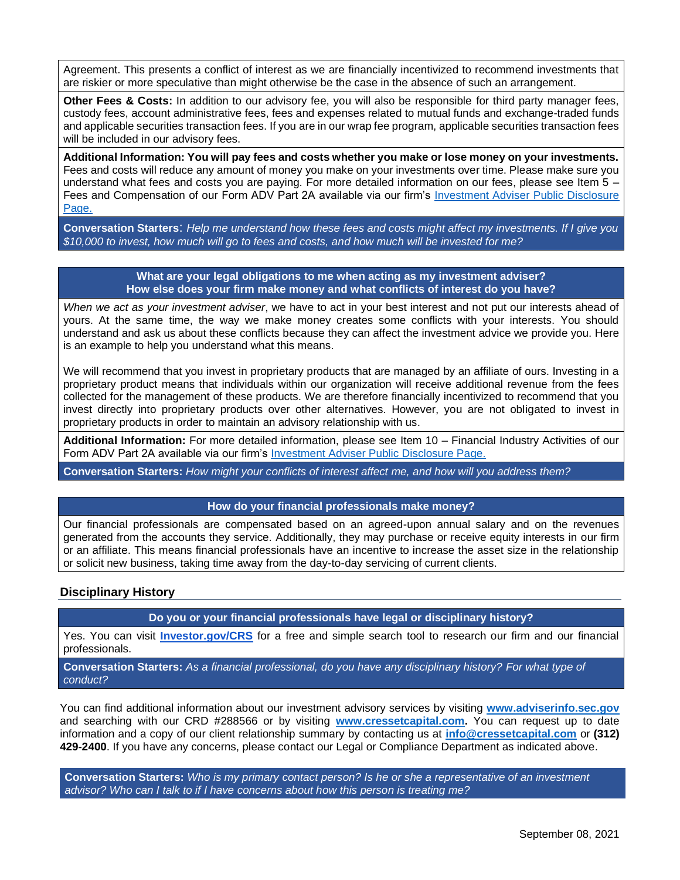Agreement. This presents a conflict of interest as we are financially incentivized to recommend investments that are riskier or more speculative than might otherwise be the case in the absence of such an arrangement.

**Other Fees & Costs:** In addition to our advisory fee, you will also be responsible for third party manager fees, custody fees, account administrative fees, fees and expenses related to mutual funds and exchange-traded funds and applicable securities transaction fees. If you are in our wrap fee program, applicable securities transaction fees will be included in our advisory fees.

**Additional Information: You will pay fees and costs whether you make or lose money on your investments.** Fees and costs will reduce any amount of money you make on your investments over time. Please make sure you understand what fees and costs you are paying. For more detailed information on our fees, please see Item 5 – Fees and Compensation of our Form ADV Part 2A available via our firm's [Investment Adviser Public Disclosure Page.]

**Conversation Starters**: *Help me understand how these fees and costs might affect my investments. If I give you $10,000 to invest, how much will go to fees and costs, and how much will be invested for me?*

**What are your legal obligations to me when acting as my investment adviser?**
**How else does your firm make money and what conflicts of interest do you have?**

*When we act as your investment adviser*, we have to act in your best interest and not put our interests ahead of yours. At the same time, the way we make money creates some conflicts with your interests. You should understand and ask us about these conflicts because they can affect the investment advice we provide you. Here is an example to help you understand what this means.

We will recommend that you invest in proprietary products that are managed by an affiliate of ours. Investing in a proprietary product means that individuals within our organization will receive additional revenue from the fees collected for the management of these products. We are therefore financially incentivized to recommend that you invest directly into proprietary products over other alternatives. However, you are not obligated to invest in proprietary products in order to maintain an advisory relationship with us.

**Additional Information:** For more detailed information, please see Item 10 – Financial Industry Activities of our Form ADV Part 2A available via our firm's [Investment Adviser Public Disclosure Page.]

**Conversation Starters:** *How might your conflicts of interest affect me, and how will you address them?*

**How do your financial professionals make money?**

Our financial professionals are compensated based on an agreed-upon annual salary and on the revenues generated from the accounts they service. Additionally, they may purchase or receive equity interests in our firm or an affiliate. This means financial professionals have an incentive to increase the asset size in the relationship or solicit new business, taking time away from the day-to-day servicing of current clients.

## Disciplinary History

**Do you or your financial professionals have legal or disciplinary history?**

Yes. You can visit **Investor.gov/CRS** for a free and simple search tool to research our firm and our financial professionals.

**Conversation Starters:** *As a financial professional, do you have any disciplinary history? For what type of conduct?*

You can find additional information about our investment advisory services by visiting **www.adviserinfo.sec.gov** and searching with our CRD #288566 or by visiting **www.cressetcapital.com.** You can request up to date information and a copy of our client relationship summary by contacting us at **info@cressetcapital.com** or **(312) 429-2400**. If you have any concerns, please contact our Legal or Compliance Department as indicated above.

**Conversation Starters:** *Who is my primary contact person? Is he or she a representative of an investment advisor? Who can I talk to if I have concerns about how this person is treating me?*

September 08, 2021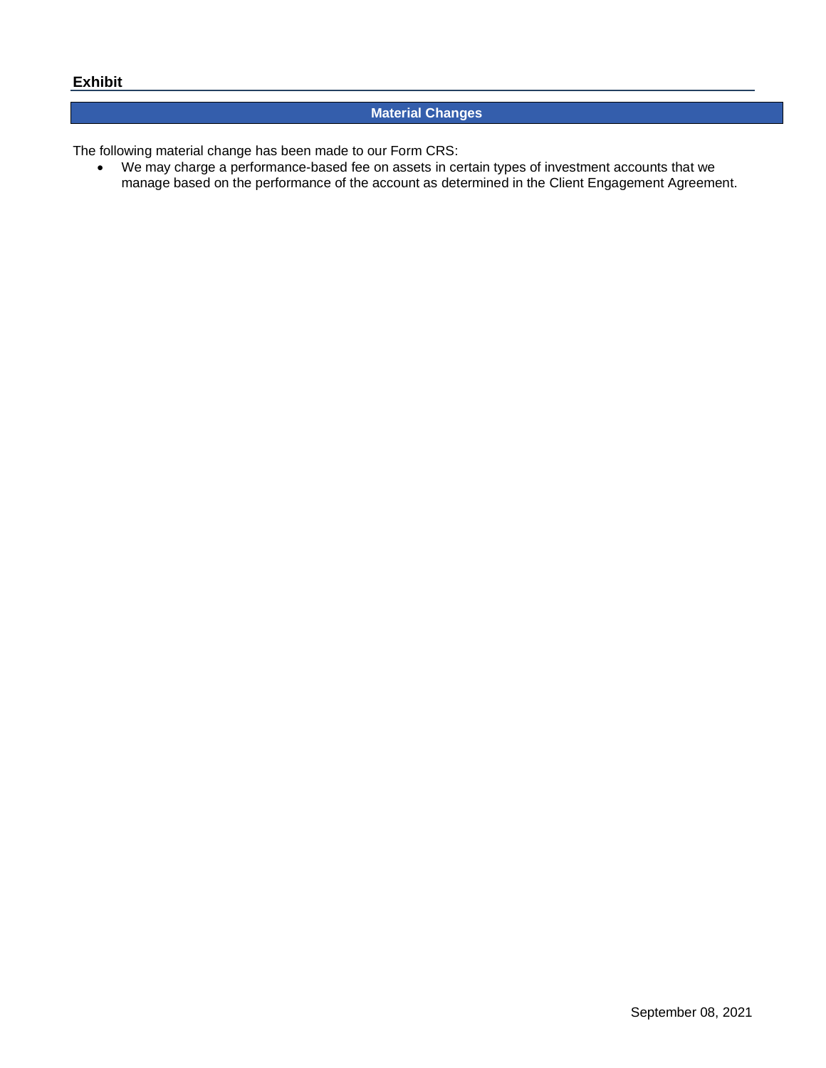**Exhibit**

## Material Changes

The following material change has been made to our Form CRS:

- We may charge a performance-based fee on assets in certain types of investment accounts that we manage based on the performance of the account as determined in the Client Engagement Agreement.

September 08, 2021